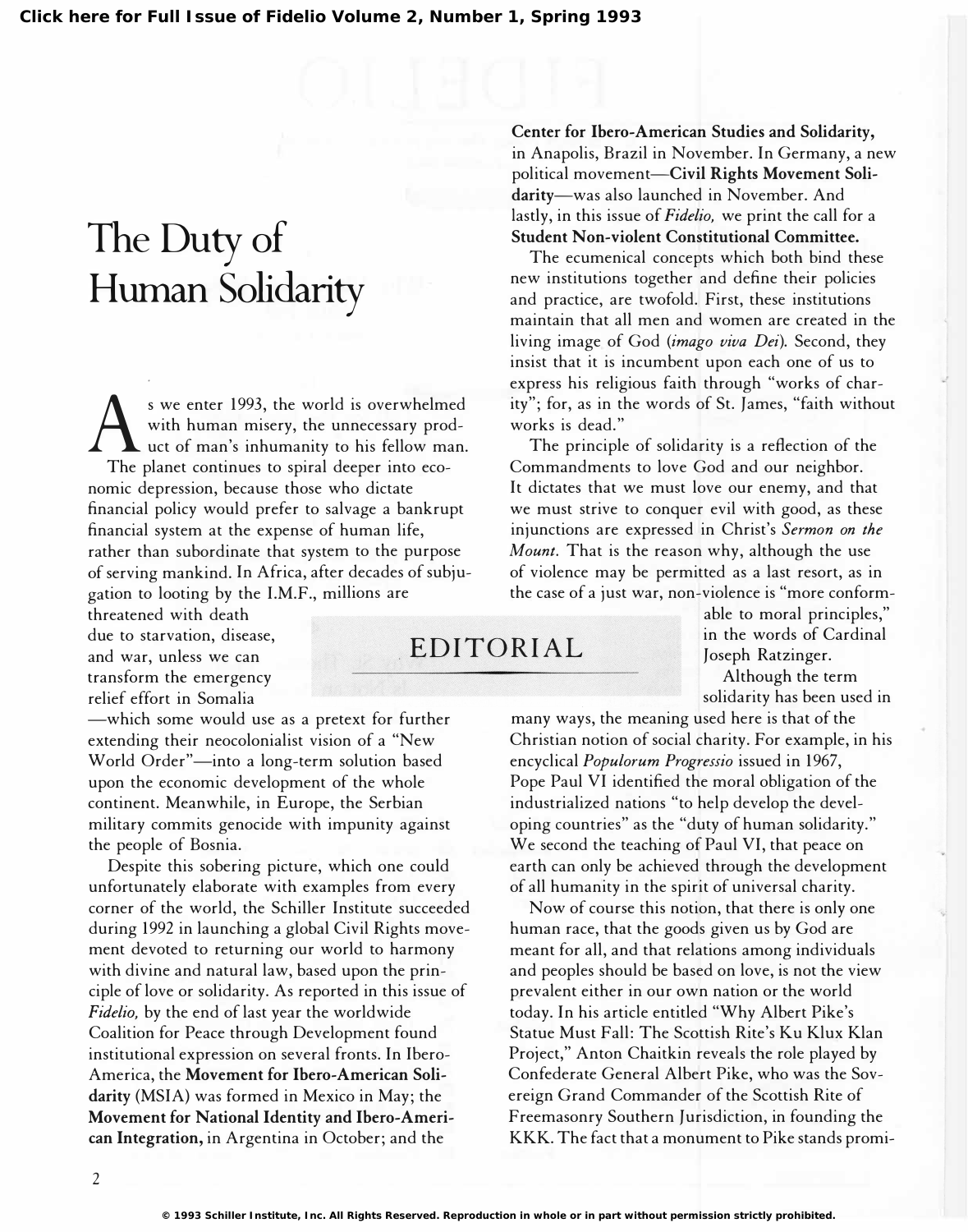Click here for Full Issue of Fidelio Volume 2, Number 1, Spring 1993

# The Duty of Human Solidarity

EDITORIAL

As we enter 1993, the world is overwhelmed with human misery, the unnecessary product of man's inhumanity to his fellow man.

The planet continues to spiral deeper into economic depression, because those who dictate financial policy would prefer to salvage a bankrupt financial system at the expense of human life, rather than subordinate that system to the purpose of serving mankind. In Africa, after decades of subjugation to looting by the I.M.F., millions are threatened with death due to starvation, disease, and war, unless we can transform the emergency relief effort in Somalia—which some would use as a pretext for further extending their neocolonialist vision of a "New World Order"—into a long-term solution based upon the economic development of the whole continent. Meanwhile, in Europe, the Serbian military commits genocide with impunity against the people of Bosnia.

Despite this sobering picture, which one could unfortunately elaborate with examples from every corner of the world, the Schiller Institute succeeded during 1992 in launching a global Civil Rights movement devoted to returning our world to harmony with divine and natural law, based upon the principle of love or solidarity. As reported in this issue of *Fidelio,* by the end of last year the worldwide Coalition for Peace through Development found institutional expression on several fronts. In Ibero-America, the **Movement for Ibero-American Solidarity** (MSIA) was formed in Mexico in May; the **Movement for National Identity and Ibero-American Integration,** in Argentina in October; and the **Center for Ibero-American Studies and Solidarity,** in Anapolis, Brazil in November. In Germany, a new political movement—**Civil Rights Movement Solidarity**—was also launched in November. And lastly, in this issue of *Fidelio,* we print the call for a **Student Non-violent Constitutional Committee.**

The ecumenical concepts which both bind these new institutions together and define their policies and practice, are twofold. First, these institutions maintain that all men and women are created in the living image of God (*imago viva Dei*). Second, they insist that it is incumbent upon each one of us to express his religious faith through "works of charity"; for, as in the words of St. James, "faith without works is dead."

The principle of solidarity is a reflection of the Commandments to love God and our neighbor. It dictates that we must love our enemy, and that we must strive to conquer evil with good, as these injunctions are expressed in Christ's *Sermon on the Mount.* That is the reason why, although the use of violence may be permitted as a last resort, as in the case of a just war, non-violence is "more conformable to moral principles," in the words of Cardinal Joseph Ratzinger.

Although the term solidarity has been used in many ways, the meaning used here is that of the Christian notion of social charity. For example, in his encyclical *Populorum Progressio* issued in 1967, Pope Paul VI identified the moral obligation of the industrialized nations "to help develop the developing countries" as the "duty of human solidarity." We second the teaching of Paul VI, that peace on earth can only be achieved through the development of all humanity in the spirit of universal charity.

Now of course this notion, that there is only one human race, that the goods given us by God are meant for all, and that relations among individuals and peoples should be based on love, is not the view prevalent either in our own nation or the world today. In his article entitled "Why Albert Pike's Statue Must Fall: The Scottish Rite's Ku Klux Klan Project," Anton Chaitkin reveals the role played by Confederate General Albert Pike, who was the Sovereign Grand Commander of the Scottish Rite of Freemasonry Southern Jurisdiction, in founding the KKK. The fact that a monument to Pike stands promi-

© 1993 Schiller Institute, Inc. All Rights Reserved. Reproduction in whole or in part without permission strictly prohibited.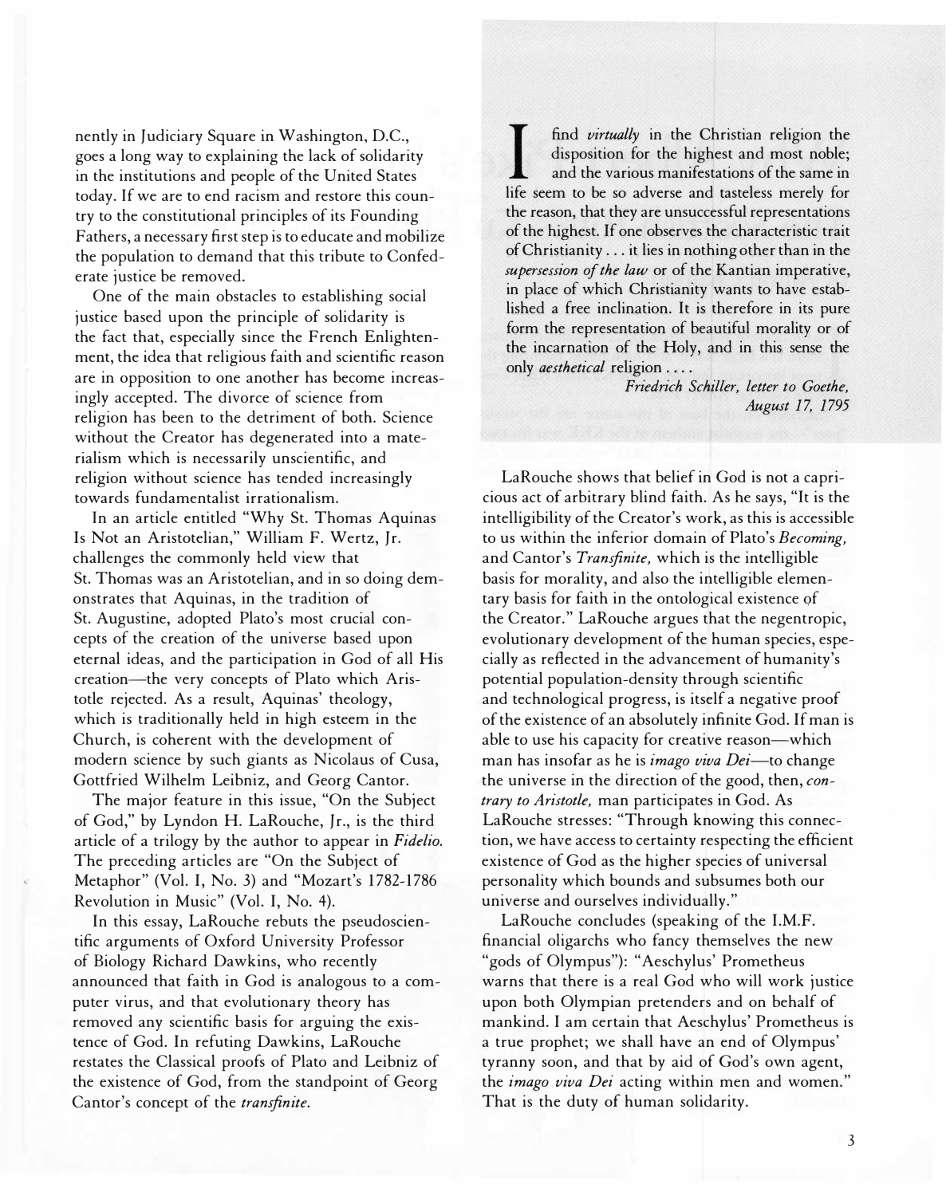nently in Judiciary Square in Washington, D.C., goes a long way to explaining the lack of solidarity in the institutions and people of the United States today. If we are to end racism and restore this country to the constitutional principles of its Founding Fathers, a necessary first step is to educate and mobilize the population to demand that this tribute to Confederate justice be removed.

One of the main obstacles to establishing social justice based upon the principle of solidarity is the fact that, especially since the French Enlightenment, the idea that religious faith and scientific reason are in opposition to one another has become increasingly accepted. The divorce of science from religion has been to the detriment of both. Science without the Creator has degenerated into a materialism which is necessarily unscientific, and religion without science has tended increasingly towards fundamentalist irrationalism.

In an article entitled "Why St. Thomas Aquinas Is Not an Aristotelian," William F. Wertz, Jr. challenges the commonly held view that St. Thomas was an Aristotelian, and in so doing demonstrates that Aquinas, in the tradition of St. Augustine, adopted Plato's most crucial concepts of the creation of the universe based upon eternal ideas, and the participation in God of all His creation—the very concepts of Plato which Aristotle rejected. As a result, Aquinas' theology, which is traditionally held in high esteem in the Church, is coherent with the development of modern science by such giants as Nicolaus of Cusa, Gottfried Wilhelm Leibniz, and Georg Cantor.

The major feature in this issue, "On the Subject of God," by Lyndon H. LaRouche, Jr., is the third article of a trilogy by the author to appear in *Fidelio.* The preceding articles are "On the Subject of Metaphor" (Vol. I, No. 3) and "Mozart's 1782-1786 Revolution in Music" (Vol. I, No. 4).

In this essay, LaRouche rebuts the pseudoscientific arguments of Oxford University Professor of Biology Richard Dawkins, who recently announced that faith in God is analogous to a computer virus, and that evolutionary theory has removed any scientific basis for arguing the existence of God. In refuting Dawkins, LaRouche restates the Classical proofs of Plato and Leibniz of the existence of God, from the standpoint of Georg Cantor's concept of the *transfinite.*

> I find *virtually* in the Christian religion the disposition for the highest and most noble; and the various manifestations of the same in life seem to be so adverse and tasteless merely for the reason, that they are unsuccessful representations of the highest. If one observes the characteristic trait of Christianity . . . it lies in nothing other than in the *supersession of the law* or of the Kantian imperative, in place of which Christianity wants to have established a free inclination. It is therefore in its pure form the representation of beautiful morality or of the incarnation of the Holy, and in this sense the only *aesthetical* religion . . . .
>
> *Friedrich Schiller, letter to Goethe, August 17, 1795*

LaRouche shows that belief in God is not a capricious act of arbitrary blind faith. As he says, "It is the intelligibility of the Creator's work, as this is accessible to us within the inferior domain of Plato's *Becoming,* and Cantor's *Transfinite,* which is the intelligible basis for morality, and also the intelligible elementary basis for faith in the ontological existence of the Creator." LaRouche argues that the negentropic, evolutionary development of the human species, especially as reflected in the advancement of humanity's potential population-density through scientific and technological progress, is itself a negative proof of the existence of an absolutely infinite God. If man is able to use his capacity for creative reason—which man has insofar as he is *imago viva Dei*—to change the universe in the direction of the good, then, *contrary to Aristotle,* man participates in God. As LaRouche stresses: "Through knowing this connection, we have access to certainty respecting the efficient existence of God as the higher species of universal personality which bounds and subsumes both our universe and ourselves individually."

LaRouche concludes (speaking of the I.M.F. financial oligarchs who fancy themselves the new "gods of Olympus"): "Aeschylus' Prometheus warns that there is a real God who will work justice upon both Olympian pretenders and on behalf of mankind. I am certain that Aeschylus' Prometheus is a true prophet; we shall have an end of Olympus' tyranny soon, and that by aid of God's own agent, the *imago viva Dei* acting within men and women." That is the duty of human solidarity.